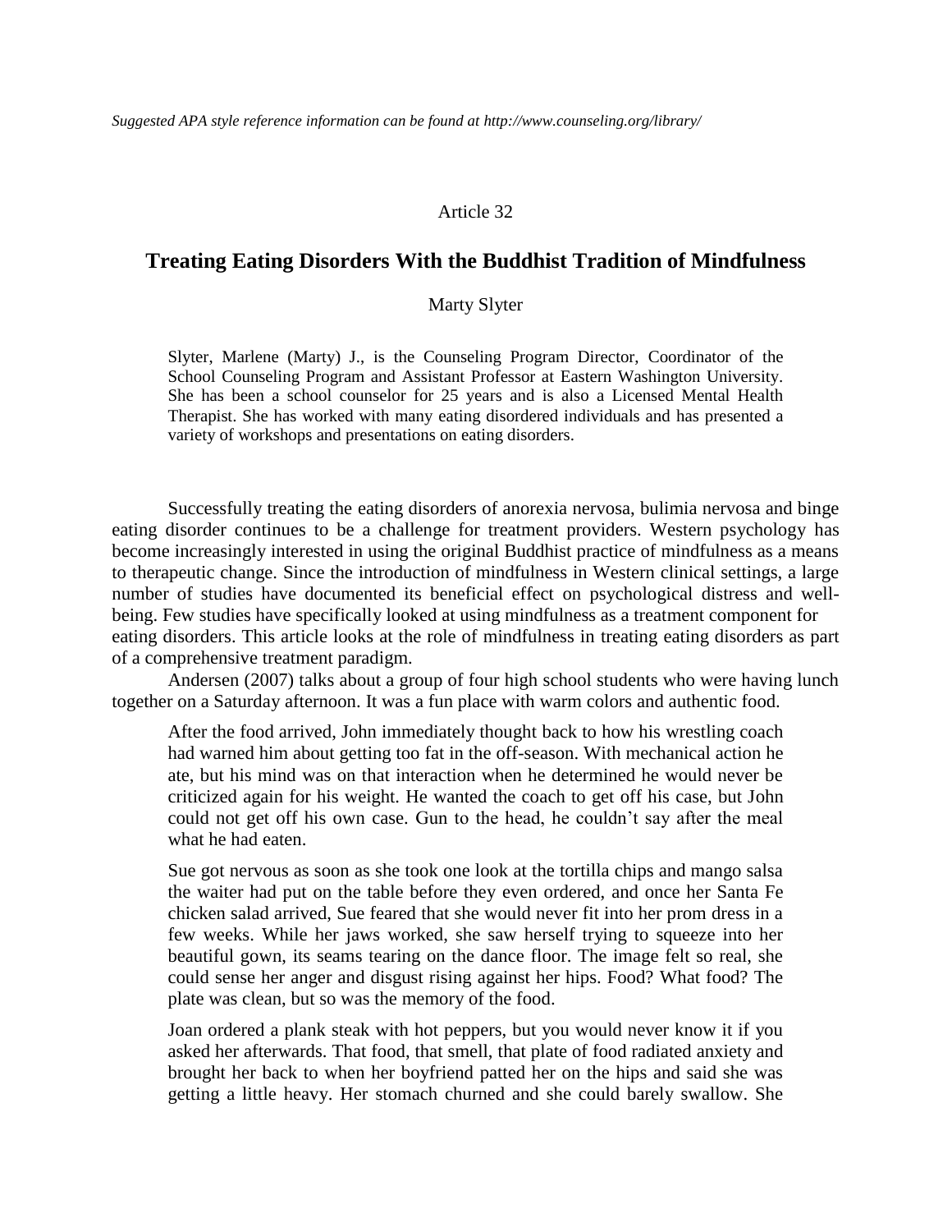*Suggested APA style reference information can be found at http://www.counseling.org/library/*

Article 32

# Treating Eating Disorders With the Buddhist Tradition of Mindfulness

Marty Slyter

Slyter, Marlene (Marty) J., is the Counseling Program Director, Coordinator of the School Counseling Program and Assistant Professor at Eastern Washington University. She has been a school counselor for 25 years and is also a Licensed Mental Health Therapist. She has worked with many eating disordered individuals and has presented a variety of workshops and presentations on eating disorders.

Successfully treating the eating disorders of anorexia nervosa, bulimia nervosa and binge eating disorder continues to be a challenge for treatment providers. Western psychology has become increasingly interested in using the original Buddhist practice of mindfulness as a means to therapeutic change. Since the introduction of mindfulness in Western clinical settings, a large number of studies have documented its beneficial effect on psychological distress and well-being. Few studies have specifically looked at using mindfulness as a treatment component for eating disorders. This article looks at the role of mindfulness in treating eating disorders as part of a comprehensive treatment paradigm.

Andersen (2007) talks about a group of four high school students who were having lunch together on a Saturday afternoon. It was a fun place with warm colors and authentic food.

> After the food arrived, John immediately thought back to how his wrestling coach had warned him about getting too fat in the off-season. With mechanical action he ate, but his mind was on that interaction when he determined he would never be criticized again for his weight. He wanted the coach to get off his case, but John could not get off his own case. Gun to the head, he couldn't say after the meal what he had eaten.
>
> Sue got nervous as soon as she took one look at the tortilla chips and mango salsa the waiter had put on the table before they even ordered, and once her Santa Fe chicken salad arrived, Sue feared that she would never fit into her prom dress in a few weeks. While her jaws worked, she saw herself trying to squeeze into her beautiful gown, its seams tearing on the dance floor. The image felt so real, she could sense her anger and disgust rising against her hips. Food? What food? The plate was clean, but so was the memory of the food.
>
> Joan ordered a plank steak with hot peppers, but you would never know it if you asked her afterwards. That food, that smell, that plate of food radiated anxiety and brought her back to when her boyfriend patted her on the hips and said she was getting a little heavy. Her stomach churned and she could barely swallow. She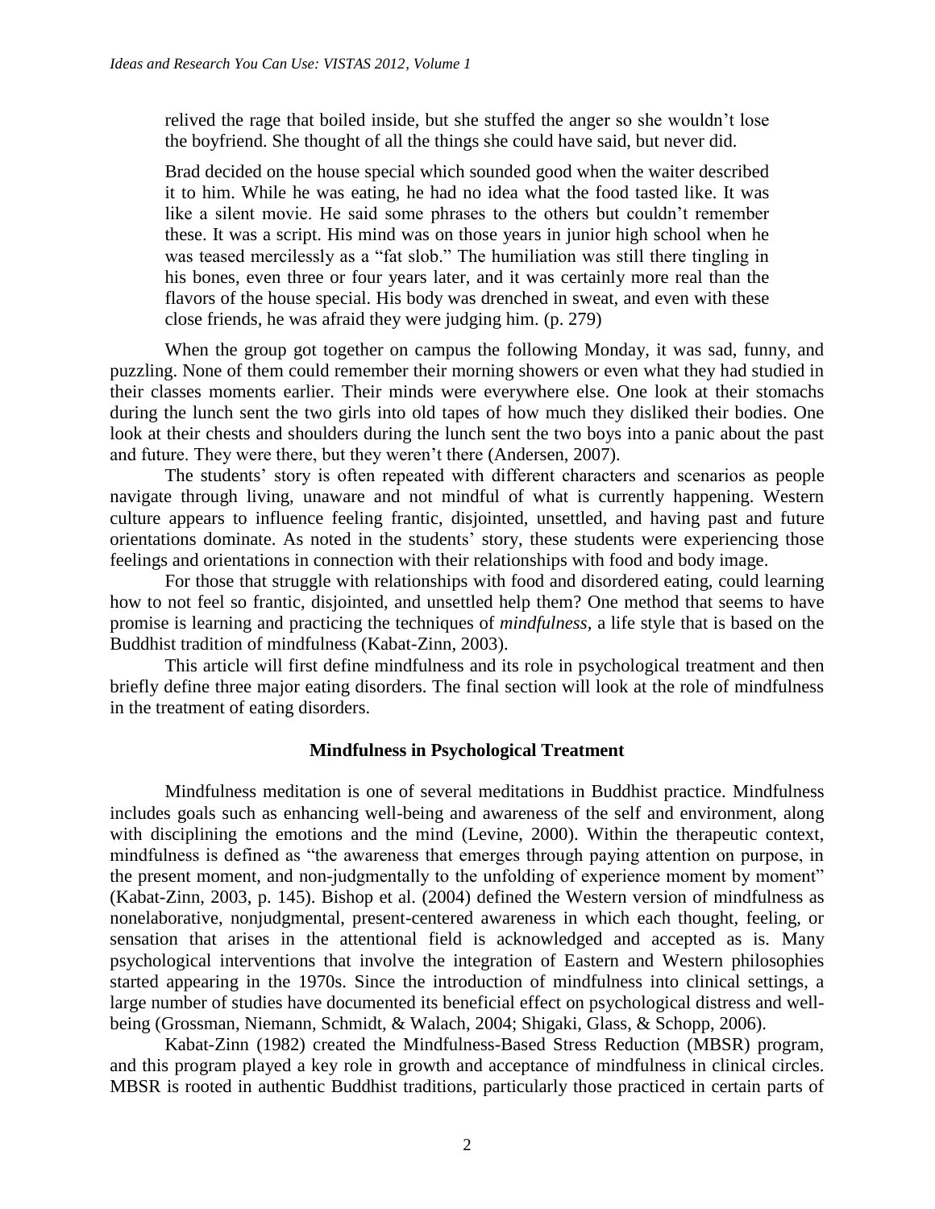> relived the rage that boiled inside, but she stuffed the anger so she wouldn't lose the boyfriend. She thought of all the things she could have said, but never did.
>
> Brad decided on the house special which sounded good when the waiter described it to him. While he was eating, he had no idea what the food tasted like. It was like a silent movie. He said some phrases to the others but couldn't remember these. It was a script. His mind was on those years in junior high school when he was teased mercilessly as a "fat slob." The humiliation was still there tingling in his bones, even three or four years later, and it was certainly more real than the flavors of the house special. His body was drenched in sweat, and even with these close friends, he was afraid they were judging him. (p. 279)

When the group got together on campus the following Monday, it was sad, funny, and puzzling. None of them could remember their morning showers or even what they had studied in their classes moments earlier. Their minds were everywhere else. One look at their stomachs during the lunch sent the two girls into old tapes of how much they disliked their bodies. One look at their chests and shoulders during the lunch sent the two boys into a panic about the past and future. They were there, but they weren't there (Andersen, 2007).

The students' story is often repeated with different characters and scenarios as people navigate through living, unaware and not mindful of what is currently happening. Western culture appears to influence feeling frantic, disjointed, unsettled, and having past and future orientations dominate. As noted in the students' story, these students were experiencing those feelings and orientations in connection with their relationships with food and body image.

For those that struggle with relationships with food and disordered eating, could learning how to not feel so frantic, disjointed, and unsettled help them? One method that seems to have promise is learning and practicing the techniques of *mindfulness,* a life style that is based on the Buddhist tradition of mindfulness (Kabat-Zinn, 2003).

This article will first define mindfulness and its role in psychological treatment and then briefly define three major eating disorders. The final section will look at the role of mindfulness in the treatment of eating disorders.

## Mindfulness in Psychological Treatment

Mindfulness meditation is one of several meditations in Buddhist practice. Mindfulness includes goals such as enhancing well-being and awareness of the self and environment, along with disciplining the emotions and the mind (Levine, 2000). Within the therapeutic context, mindfulness is defined as "the awareness that emerges through paying attention on purpose, in the present moment, and non-judgmentally to the unfolding of experience moment by moment" (Kabat-Zinn, 2003, p. 145). Bishop et al. (2004) defined the Western version of mindfulness as nonelaborative, nonjudgmental, present-centered awareness in which each thought, feeling, or sensation that arises in the attentional field is acknowledged and accepted as is. Many psychological interventions that involve the integration of Eastern and Western philosophies started appearing in the 1970s. Since the introduction of mindfulness into clinical settings, a large number of studies have documented its beneficial effect on psychological distress and well-being (Grossman, Niemann, Schmidt, & Walach, 2004; Shigaki, Glass, & Schopp, 2006).

Kabat-Zinn (1982) created the Mindfulness-Based Stress Reduction (MBSR) program, and this program played a key role in growth and acceptance of mindfulness in clinical circles. MBSR is rooted in authentic Buddhist traditions, particularly those practiced in certain parts of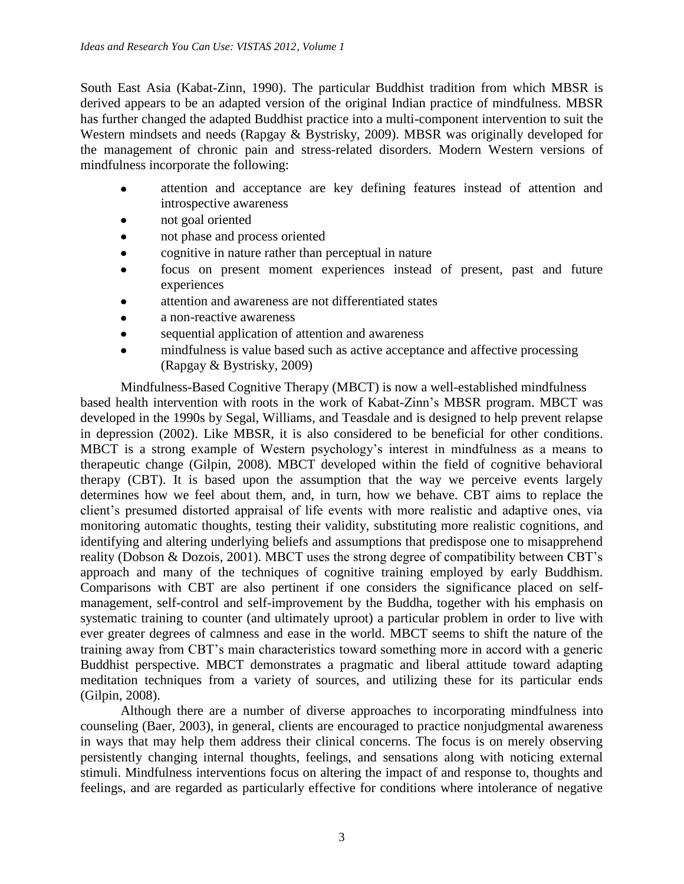South East Asia (Kabat-Zinn, 1990). The particular Buddhist tradition from which MBSR is derived appears to be an adapted version of the original Indian practice of mindfulness. MBSR has further changed the adapted Buddhist practice into a multi-component intervention to suit the Western mindsets and needs (Rapgay & Bystrisky, 2009). MBSR was originally developed for the management of chronic pain and stress-related disorders. Modern Western versions of mindfulness incorporate the following:

- attention and acceptance are key defining features instead of attention and introspective awareness
- not goal oriented
- not phase and process oriented
- cognitive in nature rather than perceptual in nature
- focus on present moment experiences instead of present, past and future experiences
- attention and awareness are not differentiated states
- a non-reactive awareness
- sequential application of attention and awareness
- mindfulness is value based such as active acceptance and affective processing (Rapgay & Bystrisky, 2009)

Mindfulness-Based Cognitive Therapy (MBCT) is now a well-established mindfulness based health intervention with roots in the work of Kabat-Zinn's MBSR program. MBCT was developed in the 1990s by Segal, Williams, and Teasdale and is designed to help prevent relapse in depression (2002). Like MBSR, it is also considered to be beneficial for other conditions. MBCT is a strong example of Western psychology's interest in mindfulness as a means to therapeutic change (Gilpin, 2008). MBCT developed within the field of cognitive behavioral therapy (CBT). It is based upon the assumption that the way we perceive events largely determines how we feel about them, and, in turn, how we behave. CBT aims to replace the client's presumed distorted appraisal of life events with more realistic and adaptive ones, via monitoring automatic thoughts, testing their validity, substituting more realistic cognitions, and identifying and altering underlying beliefs and assumptions that predispose one to misapprehend reality (Dobson & Dozois, 2001). MBCT uses the strong degree of compatibility between CBT's approach and many of the techniques of cognitive training employed by early Buddhism. Comparisons with CBT are also pertinent if one considers the significance placed on self-management, self-control and self-improvement by the Buddha, together with his emphasis on systematic training to counter (and ultimately uproot) a particular problem in order to live with ever greater degrees of calmness and ease in the world. MBCT seems to shift the nature of the training away from CBT's main characteristics toward something more in accord with a generic Buddhist perspective. MBCT demonstrates a pragmatic and liberal attitude toward adapting meditation techniques from a variety of sources, and utilizing these for its particular ends (Gilpin, 2008).

Although there are a number of diverse approaches to incorporating mindfulness into counseling (Baer, 2003), in general, clients are encouraged to practice nonjudgmental awareness in ways that may help them address their clinical concerns. The focus is on merely observing persistently changing internal thoughts, feelings, and sensations along with noticing external stimuli. Mindfulness interventions focus on altering the impact of and response to, thoughts and feelings, and are regarded as particularly effective for conditions where intolerance of negative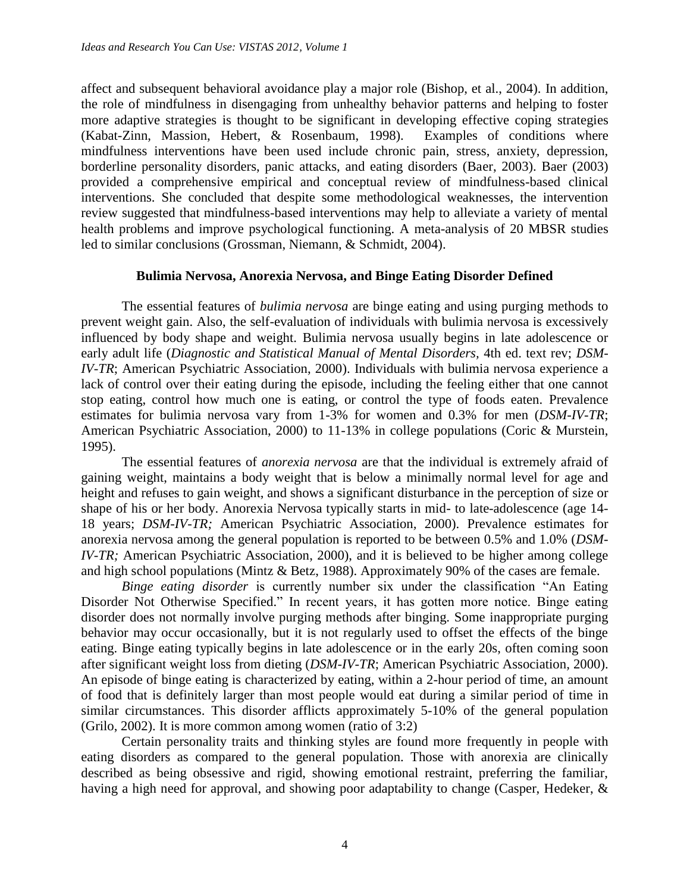affect and subsequent behavioral avoidance play a major role (Bishop, et al., 2004). In addition, the role of mindfulness in disengaging from unhealthy behavior patterns and helping to foster more adaptive strategies is thought to be significant in developing effective coping strategies (Kabat-Zinn, Massion, Hebert, & Rosenbaum, 1998). Examples of conditions where mindfulness interventions have been used include chronic pain, stress, anxiety, depression, borderline personality disorders, panic attacks, and eating disorders (Baer, 2003). Baer (2003) provided a comprehensive empirical and conceptual review of mindfulness-based clinical interventions. She concluded that despite some methodological weaknesses, the intervention review suggested that mindfulness-based interventions may help to alleviate a variety of mental health problems and improve psychological functioning. A meta-analysis of 20 MBSR studies led to similar conclusions (Grossman, Niemann, & Schmidt, 2004).

## Bulimia Nervosa, Anorexia Nervosa, and Binge Eating Disorder Defined

The essential features of *bulimia nervosa* are binge eating and using purging methods to prevent weight gain. Also, the self-evaluation of individuals with bulimia nervosa is excessively influenced by body shape and weight. Bulimia nervosa usually begins in late adolescence or early adult life (*Diagnostic and Statistical Manual of Mental Disorders*, 4th ed. text rev; *DSM-IV-TR*; American Psychiatric Association, 2000). Individuals with bulimia nervosa experience a lack of control over their eating during the episode, including the feeling either that one cannot stop eating, control how much one is eating, or control the type of foods eaten. Prevalence estimates for bulimia nervosa vary from 1-3% for women and 0.3% for men (*DSM-IV-TR*; American Psychiatric Association, 2000) to 11-13% in college populations (Coric & Murstein, 1995).

The essential features of *anorexia nervosa* are that the individual is extremely afraid of gaining weight, maintains a body weight that is below a minimally normal level for age and height and refuses to gain weight, and shows a significant disturbance in the perception of size or shape of his or her body. Anorexia Nervosa typically starts in mid- to late-adolescence (age 14-18 years; *DSM-IV-TR;* American Psychiatric Association, 2000). Prevalence estimates for anorexia nervosa among the general population is reported to be between 0.5% and 1.0% (*DSM-IV-TR;* American Psychiatric Association, 2000), and it is believed to be higher among college and high school populations (Mintz & Betz, 1988). Approximately 90% of the cases are female.

*Binge eating disorder* is currently number six under the classification "An Eating Disorder Not Otherwise Specified." In recent years, it has gotten more notice. Binge eating disorder does not normally involve purging methods after binging. Some inappropriate purging behavior may occur occasionally, but it is not regularly used to offset the effects of the binge eating. Binge eating typically begins in late adolescence or in the early 20s, often coming soon after significant weight loss from dieting (*DSM-IV-TR*; American Psychiatric Association, 2000). An episode of binge eating is characterized by eating, within a 2-hour period of time, an amount of food that is definitely larger than most people would eat during a similar period of time in similar circumstances. This disorder afflicts approximately 5-10% of the general population (Grilo, 2002). It is more common among women (ratio of 3:2)

Certain personality traits and thinking styles are found more frequently in people with eating disorders as compared to the general population. Those with anorexia are clinically described as being obsessive and rigid, showing emotional restraint, preferring the familiar, having a high need for approval, and showing poor adaptability to change (Casper, Hedeker, &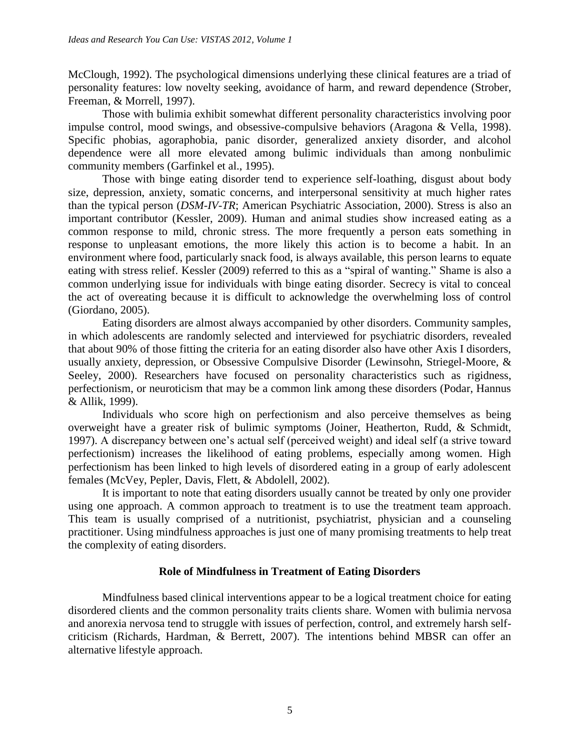McClough, 1992). The psychological dimensions underlying these clinical features are a triad of personality features: low novelty seeking, avoidance of harm, and reward dependence (Strober, Freeman, & Morrell, 1997).

Those with bulimia exhibit somewhat different personality characteristics involving poor impulse control, mood swings, and obsessive-compulsive behaviors (Aragona & Vella, 1998). Specific phobias, agoraphobia, panic disorder, generalized anxiety disorder, and alcohol dependence were all more elevated among bulimic individuals than among nonbulimic community members (Garfinkel et al., 1995).

Those with binge eating disorder tend to experience self-loathing, disgust about body size, depression, anxiety, somatic concerns, and interpersonal sensitivity at much higher rates than the typical person (*DSM-IV-TR*; American Psychiatric Association, 2000). Stress is also an important contributor (Kessler, 2009). Human and animal studies show increased eating as a common response to mild, chronic stress. The more frequently a person eats something in response to unpleasant emotions, the more likely this action is to become a habit. In an environment where food, particularly snack food, is always available, this person learns to equate eating with stress relief. Kessler (2009) referred to this as a "spiral of wanting." Shame is also a common underlying issue for individuals with binge eating disorder. Secrecy is vital to conceal the act of overeating because it is difficult to acknowledge the overwhelming loss of control (Giordano, 2005).

Eating disorders are almost always accompanied by other disorders. Community samples, in which adolescents are randomly selected and interviewed for psychiatric disorders, revealed that about 90% of those fitting the criteria for an eating disorder also have other Axis I disorders, usually anxiety, depression, or Obsessive Compulsive Disorder (Lewinsohn, Striegel-Moore, & Seeley, 2000). Researchers have focused on personality characteristics such as rigidness, perfectionism, or neuroticism that may be a common link among these disorders (Podar, Hannus & Allik, 1999).

Individuals who score high on perfectionism and also perceive themselves as being overweight have a greater risk of bulimic symptoms (Joiner, Heatherton, Rudd, & Schmidt, 1997). A discrepancy between one's actual self (perceived weight) and ideal self (a strive toward perfectionism) increases the likelihood of eating problems, especially among women. High perfectionism has been linked to high levels of disordered eating in a group of early adolescent females (McVey, Pepler, Davis, Flett, & Abdolell, 2002).

It is important to note that eating disorders usually cannot be treated by only one provider using one approach. A common approach to treatment is to use the treatment team approach. This team is usually comprised of a nutritionist, psychiatrist, physician and a counseling practitioner. Using mindfulness approaches is just one of many promising treatments to help treat the complexity of eating disorders.

## Role of Mindfulness in Treatment of Eating Disorders

Mindfulness based clinical interventions appear to be a logical treatment choice for eating disordered clients and the common personality traits clients share. Women with bulimia nervosa and anorexia nervosa tend to struggle with issues of perfection, control, and extremely harsh self-criticism (Richards, Hardman, & Berrett, 2007). The intentions behind MBSR can offer an alternative lifestyle approach.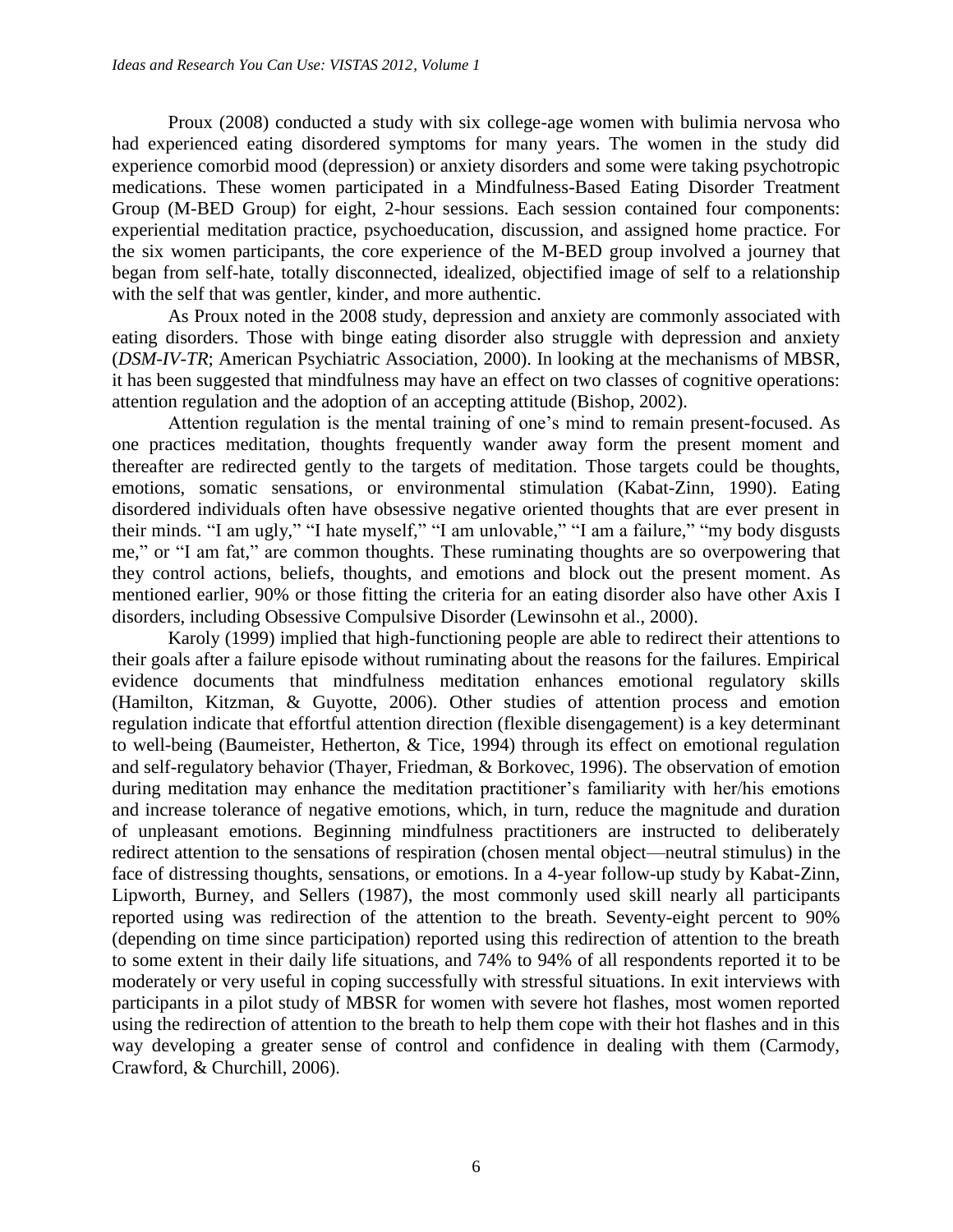Proux (2008) conducted a study with six college-age women with bulimia nervosa who had experienced eating disordered symptoms for many years. The women in the study did experience comorbid mood (depression) or anxiety disorders and some were taking psychotropic medications. These women participated in a Mindfulness-Based Eating Disorder Treatment Group (M-BED Group) for eight, 2-hour sessions. Each session contained four components: experiential meditation practice, psychoeducation, discussion, and assigned home practice. For the six women participants, the core experience of the M-BED group involved a journey that began from self-hate, totally disconnected, idealized, objectified image of self to a relationship with the self that was gentler, kinder, and more authentic.

As Proux noted in the 2008 study, depression and anxiety are commonly associated with eating disorders. Those with binge eating disorder also struggle with depression and anxiety (*DSM-IV-TR*; American Psychiatric Association, 2000). In looking at the mechanisms of MBSR, it has been suggested that mindfulness may have an effect on two classes of cognitive operations: attention regulation and the adoption of an accepting attitude (Bishop, 2002).

Attention regulation is the mental training of one's mind to remain present-focused. As one practices meditation, thoughts frequently wander away form the present moment and thereafter are redirected gently to the targets of meditation. Those targets could be thoughts, emotions, somatic sensations, or environmental stimulation (Kabat-Zinn, 1990). Eating disordered individuals often have obsessive negative oriented thoughts that are ever present in their minds. "I am ugly," "I hate myself," "I am unlovable," "I am a failure," "my body disgusts me," or "I am fat," are common thoughts. These ruminating thoughts are so overpowering that they control actions, beliefs, thoughts, and emotions and block out the present moment. As mentioned earlier, 90% or those fitting the criteria for an eating disorder also have other Axis I disorders, including Obsessive Compulsive Disorder (Lewinsohn et al., 2000).

Karoly (1999) implied that high-functioning people are able to redirect their attentions to their goals after a failure episode without ruminating about the reasons for the failures. Empirical evidence documents that mindfulness meditation enhances emotional regulatory skills (Hamilton, Kitzman, & Guyotte, 2006). Other studies of attention process and emotion regulation indicate that effortful attention direction (flexible disengagement) is a key determinant to well-being (Baumeister, Hetherton, & Tice, 1994) through its effect on emotional regulation and self-regulatory behavior (Thayer, Friedman, & Borkovec, 1996). The observation of emotion during meditation may enhance the meditation practitioner's familiarity with her/his emotions and increase tolerance of negative emotions, which, in turn, reduce the magnitude and duration of unpleasant emotions. Beginning mindfulness practitioners are instructed to deliberately redirect attention to the sensations of respiration (chosen mental object—neutral stimulus) in the face of distressing thoughts, sensations, or emotions. In a 4-year follow-up study by Kabat-Zinn, Lipworth, Burney, and Sellers (1987), the most commonly used skill nearly all participants reported using was redirection of the attention to the breath. Seventy-eight percent to 90% (depending on time since participation) reported using this redirection of attention to the breath to some extent in their daily life situations, and 74% to 94% of all respondents reported it to be moderately or very useful in coping successfully with stressful situations. In exit interviews with participants in a pilot study of MBSR for women with severe hot flashes, most women reported using the redirection of attention to the breath to help them cope with their hot flashes and in this way developing a greater sense of control and confidence in dealing with them (Carmody, Crawford, & Churchill, 2006).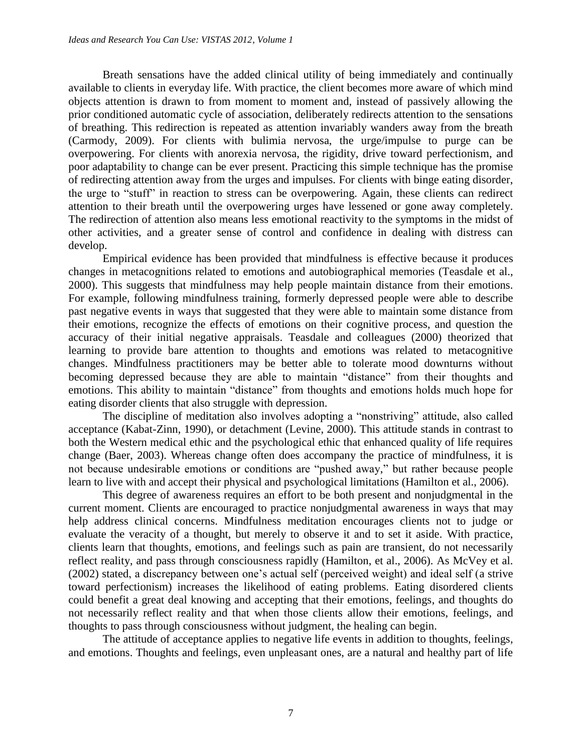Breath sensations have the added clinical utility of being immediately and continually available to clients in everyday life. With practice, the client becomes more aware of which mind objects attention is drawn to from moment to moment and, instead of passively allowing the prior conditioned automatic cycle of association, deliberately redirects attention to the sensations of breathing. This redirection is repeated as attention invariably wanders away from the breath (Carmody, 2009). For clients with bulimia nervosa, the urge/impulse to purge can be overpowering. For clients with anorexia nervosa, the rigidity, drive toward perfectionism, and poor adaptability to change can be ever present. Practicing this simple technique has the promise of redirecting attention away from the urges and impulses. For clients with binge eating disorder, the urge to "stuff" in reaction to stress can be overpowering. Again, these clients can redirect attention to their breath until the overpowering urges have lessened or gone away completely. The redirection of attention also means less emotional reactivity to the symptoms in the midst of other activities, and a greater sense of control and confidence in dealing with distress can develop.

Empirical evidence has been provided that mindfulness is effective because it produces changes in metacognitions related to emotions and autobiographical memories (Teasdale et al., 2000). This suggests that mindfulness may help people maintain distance from their emotions. For example, following mindfulness training, formerly depressed people were able to describe past negative events in ways that suggested that they were able to maintain some distance from their emotions, recognize the effects of emotions on their cognitive process, and question the accuracy of their initial negative appraisals. Teasdale and colleagues (2000) theorized that learning to provide bare attention to thoughts and emotions was related to metacognitive changes. Mindfulness practitioners may be better able to tolerate mood downturns without becoming depressed because they are able to maintain "distance" from their thoughts and emotions. This ability to maintain "distance" from thoughts and emotions holds much hope for eating disorder clients that also struggle with depression.

The discipline of meditation also involves adopting a "nonstriving" attitude, also called acceptance (Kabat-Zinn, 1990), or detachment (Levine, 2000). This attitude stands in contrast to both the Western medical ethic and the psychological ethic that enhanced quality of life requires change (Baer, 2003). Whereas change often does accompany the practice of mindfulness, it is not because undesirable emotions or conditions are "pushed away," but rather because people learn to live with and accept their physical and psychological limitations (Hamilton et al., 2006).

This degree of awareness requires an effort to be both present and nonjudgmental in the current moment. Clients are encouraged to practice nonjudgmental awareness in ways that may help address clinical concerns. Mindfulness meditation encourages clients not to judge or evaluate the veracity of a thought, but merely to observe it and to set it aside. With practice, clients learn that thoughts, emotions, and feelings such as pain are transient, do not necessarily reflect reality, and pass through consciousness rapidly (Hamilton, et al., 2006). As McVey et al. (2002) stated, a discrepancy between one's actual self (perceived weight) and ideal self (a strive toward perfectionism) increases the likelihood of eating problems. Eating disordered clients could benefit a great deal knowing and accepting that their emotions, feelings, and thoughts do not necessarily reflect reality and that when those clients allow their emotions, feelings, and thoughts to pass through consciousness without judgment, the healing can begin.

The attitude of acceptance applies to negative life events in addition to thoughts, feelings, and emotions. Thoughts and feelings, even unpleasant ones, are a natural and healthy part of life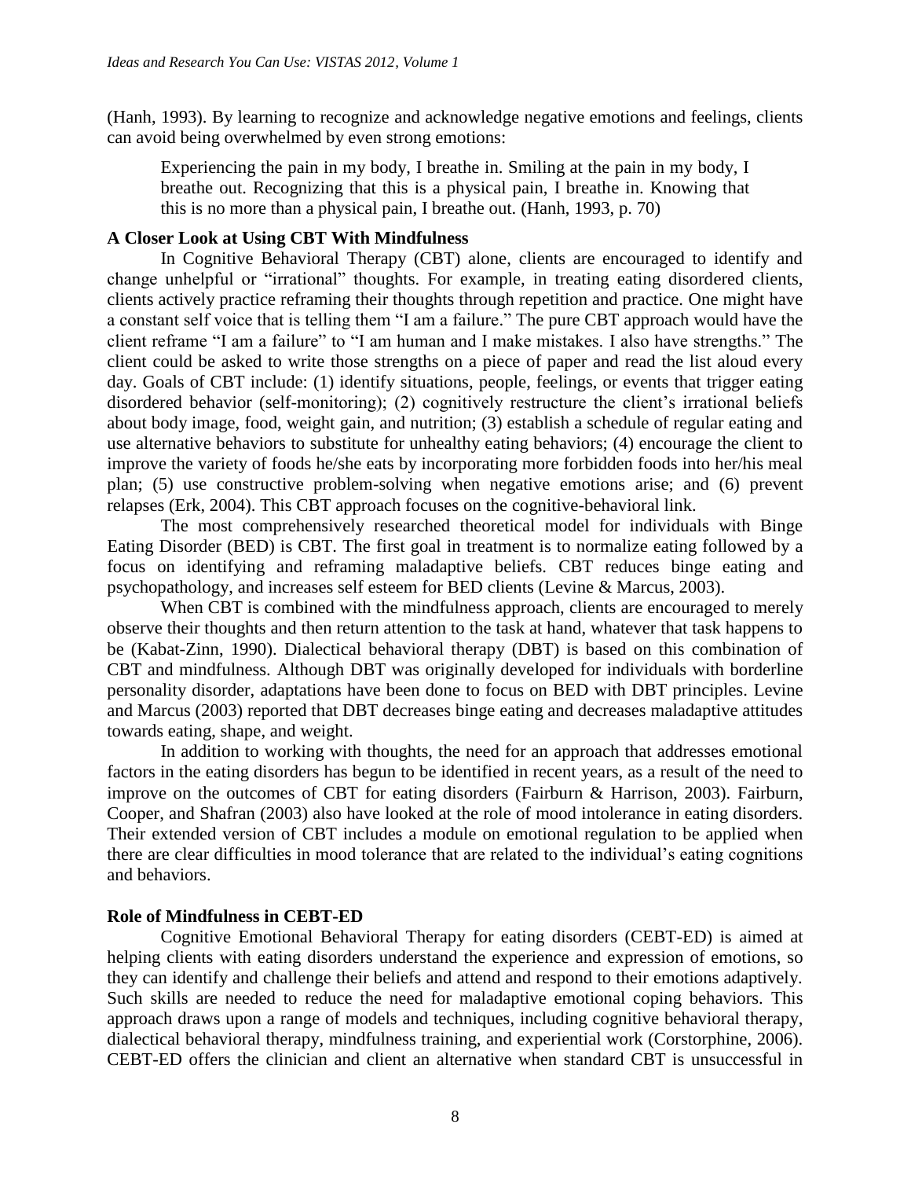(Hanh, 1993). By learning to recognize and acknowledge negative emotions and feelings, clients can avoid being overwhelmed by even strong emotions:

> Experiencing the pain in my body, I breathe in. Smiling at the pain in my body, I breathe out. Recognizing that this is a physical pain, I breathe in. Knowing that this is no more than a physical pain, I breathe out. (Hanh, 1993, p. 70)

**A Closer Look at Using CBT With Mindfulness**

In Cognitive Behavioral Therapy (CBT) alone, clients are encouraged to identify and change unhelpful or "irrational" thoughts. For example, in treating eating disordered clients, clients actively practice reframing their thoughts through repetition and practice. One might have a constant self voice that is telling them "I am a failure." The pure CBT approach would have the client reframe "I am a failure" to "I am human and I make mistakes. I also have strengths." The client could be asked to write those strengths on a piece of paper and read the list aloud every day. Goals of CBT include: (1) identify situations, people, feelings, or events that trigger eating disordered behavior (self-monitoring); (2) cognitively restructure the client's irrational beliefs about body image, food, weight gain, and nutrition; (3) establish a schedule of regular eating and use alternative behaviors to substitute for unhealthy eating behaviors; (4) encourage the client to improve the variety of foods he/she eats by incorporating more forbidden foods into her/his meal plan; (5) use constructive problem-solving when negative emotions arise; and (6) prevent relapses (Erk, 2004). This CBT approach focuses on the cognitive-behavioral link.

The most comprehensively researched theoretical model for individuals with Binge Eating Disorder (BED) is CBT. The first goal in treatment is to normalize eating followed by a focus on identifying and reframing maladaptive beliefs. CBT reduces binge eating and psychopathology, and increases self esteem for BED clients (Levine & Marcus, 2003).

When CBT is combined with the mindfulness approach, clients are encouraged to merely observe their thoughts and then return attention to the task at hand, whatever that task happens to be (Kabat-Zinn, 1990). Dialectical behavioral therapy (DBT) is based on this combination of CBT and mindfulness. Although DBT was originally developed for individuals with borderline personality disorder, adaptations have been done to focus on BED with DBT principles. Levine and Marcus (2003) reported that DBT decreases binge eating and decreases maladaptive attitudes towards eating, shape, and weight.

In addition to working with thoughts, the need for an approach that addresses emotional factors in the eating disorders has begun to be identified in recent years, as a result of the need to improve on the outcomes of CBT for eating disorders (Fairburn & Harrison, 2003). Fairburn, Cooper, and Shafran (2003) also have looked at the role of mood intolerance in eating disorders. Their extended version of CBT includes a module on emotional regulation to be applied when there are clear difficulties in mood tolerance that are related to the individual's eating cognitions and behaviors.

**Role of Mindfulness in CEBT-ED**

Cognitive Emotional Behavioral Therapy for eating disorders (CEBT-ED) is aimed at helping clients with eating disorders understand the experience and expression of emotions, so they can identify and challenge their beliefs and attend and respond to their emotions adaptively. Such skills are needed to reduce the need for maladaptive emotional coping behaviors. This approach draws upon a range of models and techniques, including cognitive behavioral therapy, dialectical behavioral therapy, mindfulness training, and experiential work (Corstorphine, 2006). CEBT-ED offers the clinician and client an alternative when standard CBT is unsuccessful in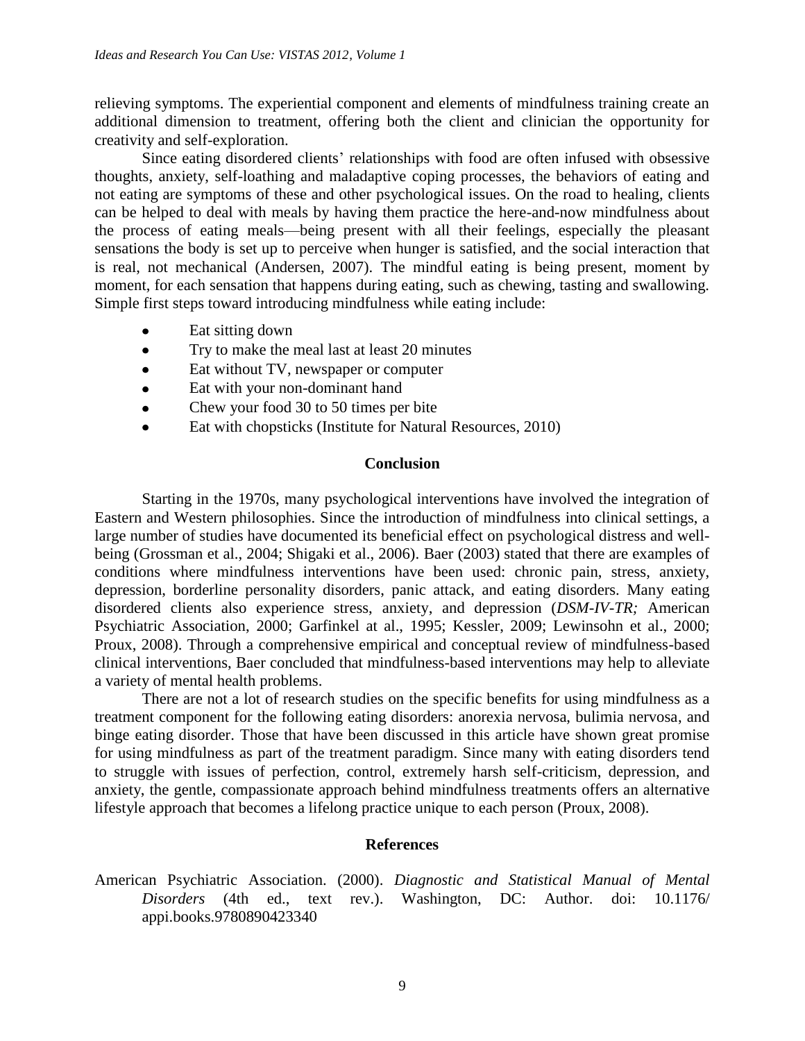relieving symptoms. The experiential component and elements of mindfulness training create an additional dimension to treatment, offering both the client and clinician the opportunity for creativity and self-exploration.

Since eating disordered clients' relationships with food are often infused with obsessive thoughts, anxiety, self-loathing and maladaptive coping processes, the behaviors of eating and not eating are symptoms of these and other psychological issues. On the road to healing, clients can be helped to deal with meals by having them practice the here-and-now mindfulness about the process of eating meals—being present with all their feelings, especially the pleasant sensations the body is set up to perceive when hunger is satisfied, and the social interaction that is real, not mechanical (Andersen, 2007). The mindful eating is being present, moment by moment, for each sensation that happens during eating, such as chewing, tasting and swallowing. Simple first steps toward introducing mindfulness while eating include:

- Eat sitting down
- Try to make the meal last at least 20 minutes
- Eat without TV, newspaper or computer
- Eat with your non-dominant hand
- Chew your food 30 to 50 times per bite
- Eat with chopsticks (Institute for Natural Resources, 2010)

## Conclusion

Starting in the 1970s, many psychological interventions have involved the integration of Eastern and Western philosophies. Since the introduction of mindfulness into clinical settings, a large number of studies have documented its beneficial effect on psychological distress and well-being (Grossman et al., 2004; Shigaki et al., 2006). Baer (2003) stated that there are examples of conditions where mindfulness interventions have been used: chronic pain, stress, anxiety, depression, borderline personality disorders, panic attack, and eating disorders. Many eating disordered clients also experience stress, anxiety, and depression (*DSM-IV-TR;* American Psychiatric Association, 2000; Garfinkel at al., 1995; Kessler, 2009; Lewinsohn et al., 2000; Proux, 2008). Through a comprehensive empirical and conceptual review of mindfulness-based clinical interventions, Baer concluded that mindfulness-based interventions may help to alleviate a variety of mental health problems.

There are not a lot of research studies on the specific benefits for using mindfulness as a treatment component for the following eating disorders: anorexia nervosa, bulimia nervosa, and binge eating disorder. Those that have been discussed in this article have shown great promise for using mindfulness as part of the treatment paradigm. Since many with eating disorders tend to struggle with issues of perfection, control, extremely harsh self-criticism, depression, and anxiety, the gentle, compassionate approach behind mindfulness treatments offers an alternative lifestyle approach that becomes a lifelong practice unique to each person (Proux, 2008).

## References

American Psychiatric Association. (2000). *Diagnostic and Statistical Manual of Mental Disorders* (4th ed., text rev.). Washington, DC: Author. doi: 10.1176/ appi.books.9780890423340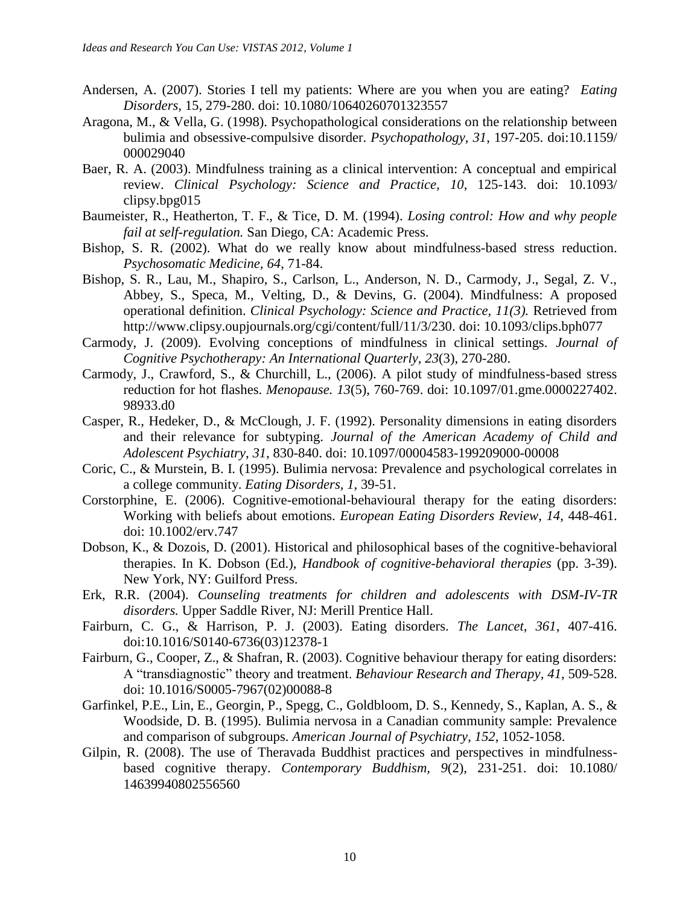Andersen, A. (2007). Stories I tell my patients: Where are you when you are eating? *Eating Disorders*, 15, 279-280. doi: 10.1080/10640260701323557

Aragona, M., & Vella, G. (1998). Psychopathological considerations on the relationship between bulimia and obsessive-compulsive disorder. *Psychopathology*, *31*, 197-205. doi:10.1159/000029040

Baer, R. A. (2003). Mindfulness training as a clinical intervention: A conceptual and empirical review. *Clinical Psychology: Science and Practice, 10*, 125-143. doi: 10.1093/clipsy.bpg015

Baumeister, R., Heatherton, T. F., & Tice, D. M. (1994). *Losing control: How and why people fail at self-regulation.* San Diego, CA: Academic Press.

Bishop, S. R. (2002). What do we really know about mindfulness-based stress reduction. *Psychosomatic Medicine, 64*, 71-84.

Bishop, S. R., Lau, M., Shapiro, S., Carlson, L., Anderson, N. D., Carmody, J., Segal, Z. V., Abbey, S., Speca, M., Velting, D., & Devins, G. (2004). Mindfulness: A proposed operational definition. *Clinical Psychology: Science and Practice, 11(3).* Retrieved from http://www.clipsy.oupjournals.org/cgi/content/full/11/3/230. doi: 10.1093/clips.bph077

Carmody, J. (2009). Evolving conceptions of mindfulness in clinical settings. *Journal of Cognitive Psychotherapy: An International Quarterly, 23*(3), 270-280.

Carmody, J., Crawford, S., & Churchill, L., (2006). A pilot study of mindfulness-based stress reduction for hot flashes. *Menopause. 13*(5), 760-769. doi: 10.1097/01.gme.0000227402.98933.d0

Casper, R., Hedeker, D., & McClough, J. F. (1992). Personality dimensions in eating disorders and their relevance for subtyping. *Journal of the American Academy of Child and Adolescent Psychiatry*, *31*, 830-840. doi: 10.1097/00004583-199209000-00008

Coric, C., & Murstein, B. I. (1995). Bulimia nervosa: Prevalence and psychological correlates in a college community. *Eating Disorders, 1*, 39-51.

Corstorphine, E. (2006). Cognitive-emotional-behavioural therapy for the eating disorders: Working with beliefs about emotions. *European Eating Disorders Review, 14*, 448-461. doi: 10.1002/erv.747

Dobson, K., & Dozois, D. (2001). Historical and philosophical bases of the cognitive-behavioral therapies. In K. Dobson (Ed.), *Handbook of cognitive-behavioral therapies* (pp. 3-39). New York, NY: Guilford Press.

Erk, R.R. (2004). *Counseling treatments for children and adolescents with DSM-IV-TR disorders.* Upper Saddle River, NJ: Merill Prentice Hall.

Fairburn, C. G., & Harrison, P. J. (2003). Eating disorders. *The Lancet*, *361*, 407-416. doi:10.1016/S0140-6736(03)12378-1

Fairburn, G., Cooper, Z., & Shafran, R. (2003). Cognitive behaviour therapy for eating disorders: A "transdiagnostic" theory and treatment. *Behaviour Research and Therapy*, *41*, 509-528. doi: 10.1016/S0005-7967(02)00088-8

Garfinkel, P.E., Lin, E., Georgin, P., Spegg, C., Goldbloom, D. S., Kennedy, S., Kaplan, A. S., & Woodside, D. B. (1995). Bulimia nervosa in a Canadian community sample: Prevalence and comparison of subgroups. *American Journal of Psychiatry*, *152*, 1052-1058.

Gilpin, R. (2008). The use of Theravada Buddhist practices and perspectives in mindfulness-based cognitive therapy. *Contemporary Buddhism, 9*(2), 231-251. doi: 10.1080/14639940802556560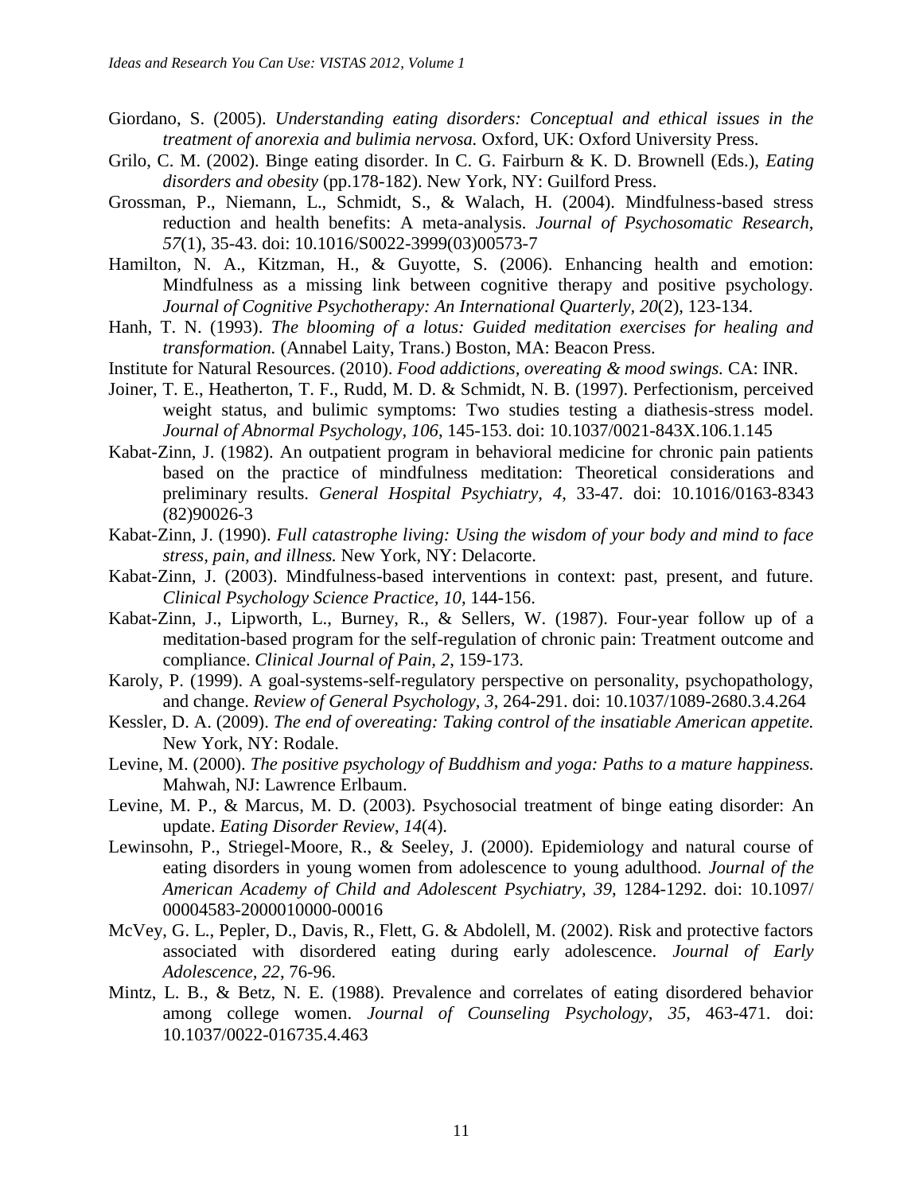Giordano, S. (2005). *Understanding eating disorders: Conceptual and ethical issues in the treatment of anorexia and bulimia nervosa.* Oxford, UK: Oxford University Press.

Grilo, C. M. (2002). Binge eating disorder. In C. G. Fairburn & K. D. Brownell (Eds.), *Eating disorders and obesity* (pp.178-182). New York, NY: Guilford Press.

Grossman, P., Niemann, L., Schmidt, S., & Walach, H. (2004). Mindfulness-based stress reduction and health benefits: A meta-analysis. *Journal of Psychosomatic Research*, *57*(1), 35-43. doi: 10.1016/S0022-3999(03)00573-7

Hamilton, N. A., Kitzman, H., & Guyotte, S. (2006). Enhancing health and emotion: Mindfulness as a missing link between cognitive therapy and positive psychology. *Journal of Cognitive Psychotherapy: An International Quarterly*, *20*(2), 123-134.

Hanh, T. N. (1993). *The blooming of a lotus: Guided meditation exercises for healing and transformation.* (Annabel Laity, Trans.) Boston, MA: Beacon Press.

Institute for Natural Resources. (2010). *Food addictions, overeating & mood swings.* CA: INR.

Joiner, T. E., Heatherton, T. F., Rudd, M. D. & Schmidt, N. B. (1997). Perfectionism, perceived weight status, and bulimic symptoms: Two studies testing a diathesis-stress model. *Journal of Abnormal Psychology, 106*, 145-153. doi: 10.1037/0021-843X.106.1.145

Kabat-Zinn, J. (1982). An outpatient program in behavioral medicine for chronic pain patients based on the practice of mindfulness meditation: Theoretical considerations and preliminary results. *General Hospital Psychiatry, 4*, 33-47. doi: 10.1016/0163-8343 (82)90026-3

Kabat-Zinn, J. (1990). *Full catastrophe living: Using the wisdom of your body and mind to face stress, pain, and illness.* New York, NY: Delacorte.

Kabat-Zinn, J. (2003). Mindfulness-based interventions in context: past, present, and future. *Clinical Psychology Science Practice, 10*, 144-156.

Kabat-Zinn, J., Lipworth, L., Burney, R., & Sellers, W. (1987). Four-year follow up of a meditation-based program for the self-regulation of chronic pain: Treatment outcome and compliance. *Clinical Journal of Pain, 2*, 159-173.

Karoly, P. (1999). A goal-systems-self-regulatory perspective on personality, psychopathology, and change. *Review of General Psychology, 3*, 264-291. doi: 10.1037/1089-2680.3.4.264

Kessler, D. A. (2009). *The end of overeating: Taking control of the insatiable American appetite.* New York, NY: Rodale.

Levine, M. (2000). *The positive psychology of Buddhism and yoga: Paths to a mature happiness.* Mahwah, NJ: Lawrence Erlbaum.

Levine, M. P., & Marcus, M. D. (2003). Psychosocial treatment of binge eating disorder: An update. *Eating Disorder Review*, *14*(4).

Lewinsohn, P., Striegel-Moore, R., & Seeley, J. (2000). Epidemiology and natural course of eating disorders in young women from adolescence to young adulthood. *Journal of the American Academy of Child and Adolescent Psychiatry, 39*, 1284-1292. doi: 10.1097/ 00004583-2000010000-00016

McVey, G. L., Pepler, D., Davis, R., Flett, G. & Abdolell, M. (2002). Risk and protective factors associated with disordered eating during early adolescence. *Journal of Early Adolescence, 22*, 76-96.

Mintz, L. B., & Betz, N. E. (1988). Prevalence and correlates of eating disordered behavior among college women. *Journal of Counseling Psychology, 35*, 463-471. doi: 10.1037/0022-016735.4.463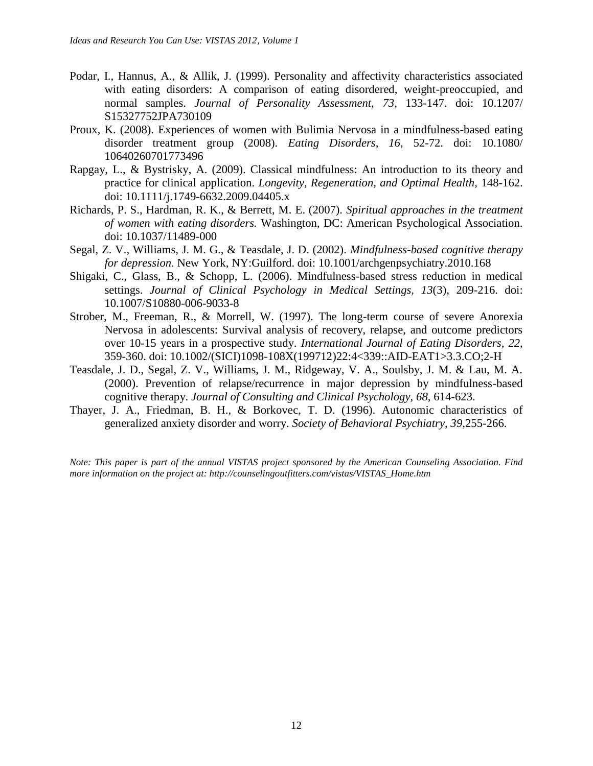Podar, I., Hannus, A., & Allik, J. (1999). Personality and affectivity characteristics associated with eating disorders: A comparison of eating disordered, weight-preoccupied, and normal samples. *Journal of Personality Assessment, 73*, 133-147. doi: 10.1207/ S15327752JPA730109

Proux, K. (2008). Experiences of women with Bulimia Nervosa in a mindfulness-based eating disorder treatment group (2008). *Eating Disorders, 16*, 52-72. doi: 10.1080/ 10640260701773496

Rapgay, L., & Bystrisky, A. (2009). Classical mindfulness: An introduction to its theory and practice for clinical application. *Longevity, Regeneration, and Optimal Health*, 148-162. doi: 10.1111/j.1749-6632.2009.04405.x

Richards, P. S., Hardman, R. K., & Berrett, M. E. (2007). *Spiritual approaches in the treatment of women with eating disorders.* Washington, DC: American Psychological Association. doi: 10.1037/11489-000

Segal, Z. V., Williams, J. M. G., & Teasdale, J. D. (2002). *Mindfulness-based cognitive therapy for depression.* New York, NY:Guilford. doi: 10.1001/archgenpsychiatry.2010.168

Shigaki, C., Glass, B., & Schopp, L. (2006). Mindfulness-based stress reduction in medical settings. *Journal of Clinical Psychology in Medical Settings, 13*(3), 209-216. doi: 10.1007/S10880-006-9033-8

Strober, M., Freeman, R., & Morrell, W. (1997). The long-term course of severe Anorexia Nervosa in adolescents: Survival analysis of recovery, relapse, and outcome predictors over 10-15 years in a prospective study. *International Journal of Eating Disorders*, *22,* 359-360. doi: 10.1002/(SICI)1098-108X(199712)22:4<339::AID-EAT1>3.3.CO;2-H

Teasdale, J. D., Segal, Z. V., Williams, J. M., Ridgeway, V. A., Soulsby, J. M. & Lau, M. A. (2000). Prevention of relapse/recurrence in major depression by mindfulness-based cognitive therapy. *Journal of Consulting and Clinical Psychology, 68*, 614-623.

Thayer, J. A., Friedman, B. H., & Borkovec, T. D. (1996). Autonomic characteristics of generalized anxiety disorder and worry. *Society of Behavioral Psychiatry, 39*,255-266.

*Note: This paper is part of the annual VISTAS project sponsored by the American Counseling Association. Find more information on the project at: http://counselingoutfitters.com/vistas/VISTAS_Home.htm*